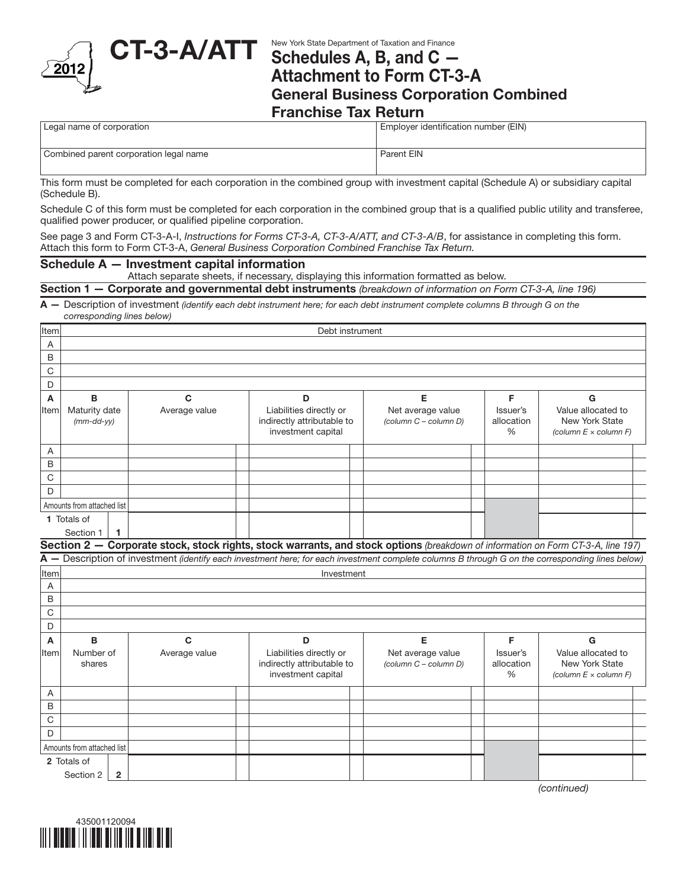# CT-3-A/ATT

2012

New York State Department of Taxation and Finance

## Schedules A, B, and C — Attachment to Form CT-3-A

## General Business Corporation Combined Franchise Tax Return

| Legal name of corporation | Employer identification number (EIN) |
|---|---|
| Combined parent corporation legal name | Parent EIN |

This form must be completed for each corporation in the combined group with investment capital (Schedule A) or subsidiary capital (Schedule B).

Schedule C of this form must be completed for each corporation in the combined group that is a qualified public utility and transferee, qualified power producer, or qualified pipeline corporation.

See page 3 and Form CT-3-A-I, *Instructions for Forms CT-3-A, CT-3-A/ATT, and CT-3-A/B*, for assistance in completing this form. Attach this form to Form CT-3-A, *General Business Corporation Combined Franchise Tax Return.*

## Schedule A — Investment capital information

Attach separate sheets, if necessary, displaying this information formatted as below.

### Section 1 — Corporate and governmental debt instruments *(breakdown of information on Form CT-3-A, line 196)*

**A —** Description of investment *(identify each debt instrument here; for each debt instrument complete columns B through G on the corresponding lines below)*

| Item | Debt instrument |
|---|---|
| A | |
| B | |
| C | |
| D | |

| A<br>Item | B<br>Maturity date<br>*(mm-dd-yy)* | C<br>Average value | D<br>Liabilities directly or indirectly attributable to investment capital | E<br>Net average value<br>*(column C – column D)* | F<br>Issuer's allocation % | G<br>Value allocated to New York State<br>*(column E × column F)* |
|---|---|---|---|---|---|---|
| A | | | | | | |
| B | | | | | | |
| C | | | | | | |
| D | | | | | | |
| Amounts from attached list | | | | | | |
| **1** Totals of Section 1 | **1** | | | | | |

### Section 2 — Corporate stock, stock rights, stock warrants, and stock options *(breakdown of information on Form CT-3-A, line 197)*

**A —** Description of investment *(identify each investment here; for each investment complete columns B through G on the corresponding lines below)*

| Item | Investment |
|---|---|
| A | |
| B | |
| C | |
| D | |

| A<br>Item | B<br>Number of shares | C<br>Average value | D<br>Liabilities directly or indirectly attributable to investment capital | E<br>Net average value<br>*(column C – column D)* | F<br>Issuer's allocation % | G<br>Value allocated to New York State<br>*(column E × column F)* |
|---|---|---|---|---|---|---|
| A | | | | | | |
| B | | | | | | |
| C | | | | | | |
| D | | | | | | |
| Amounts from attached list | | | | | | |
| **2** Totals of Section 2 | **2** | | | | | |

*(continued)*

435001120094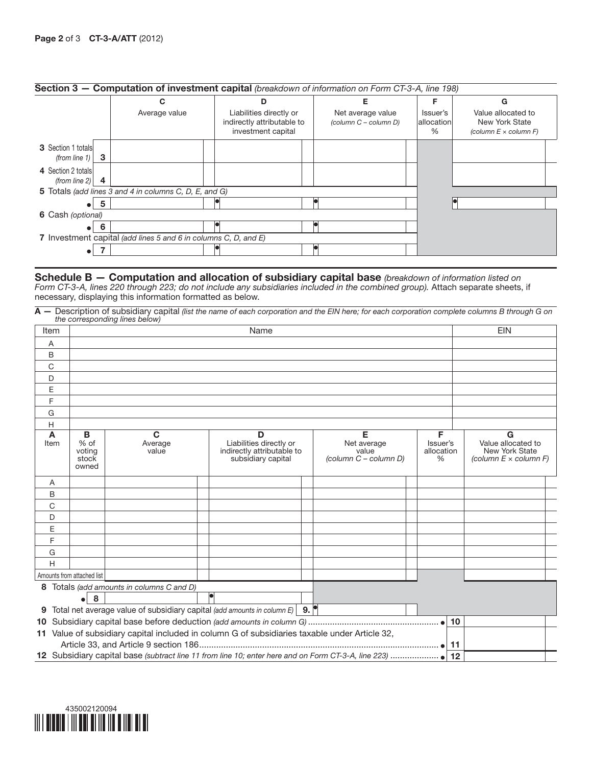## Section 3 — Computation of investment capital *(breakdown of information on Form CT-3-A, line 198)*

| | | C<br>Average value | D<br>Liabilities directly or indirectly attributable to investment capital | E<br>Net average value *(column C – column D)* | F<br>Issuer's allocation % | G<br>Value allocated to New York State *(column E × column F)* |
|---|---|---|---|---|---|---|
| **3** Section 1 totals *(from line 1)* | **3** | | | | | |
| **4** Section 2 totals *(from line 2)* | **4** | | | | | |
| **5** Totals *(add lines 3 and 4 in columns C, D, E, and G)* | **5** | | | | | |
| **6** Cash *(optional)* | **6** | | | | | |
| **7** Investment capital *(add lines 5 and 6 in columns C, D, and E)* | **7** | | | | | |

## Schedule B — Computation and allocation of subsidiary capital base

*(breakdown of information listed on Form CT-3-A, lines 220 through 223; do not include any subsidiaries included in the combined group).* Attach separate sheets, if necessary, displaying this information formatted as below.

**A —** Description of subsidiary capital *(list the name of each corporation and the EIN here; for each corporation complete columns B through G on the corresponding lines below)*

| Item | Name | EIN |
|---|---|---|
| A | | |
| B | | |
| C | | |
| D | | |
| E | | |
| F | | |
| G | | |
| H | | |

| A<br>Item | B<br>% of voting stock owned | C<br>Average value | D<br>Liabilities directly or indirectly attributable to subsidiary capital | E<br>Net average value *(column C – column D)* | F<br>Issuer's allocation % | G<br>Value allocated to New York State *(column E × column F)* |
|---|---|---|---|---|---|---|
| A | | | | | | |
| B | | | | | | |
| C | | | | | | |
| D | | | | | | |
| E | | | | | | |
| F | | | | | | |
| G | | | | | | |
| H | | | | | | |
| Amounts from attached list | | | | | | |
| **8** Totals *(add amounts in columns C and D)* **8** | | | | | | |

**9** Total net average value of subsidiary capital *(add amounts in column E)* ..... **9.**

**10** Subsidiary capital base before deduction *(add amounts in column G)* ..... **10**

**11** Value of subsidiary capital included in column G of subsidiaries taxable under Article 32, Article 33, and Article 9 section 186 ..... **11**

**12** Subsidiary capital base *(subtract line 11 from line 10; enter here and on Form CT-3-A, line 223)* ..... **12**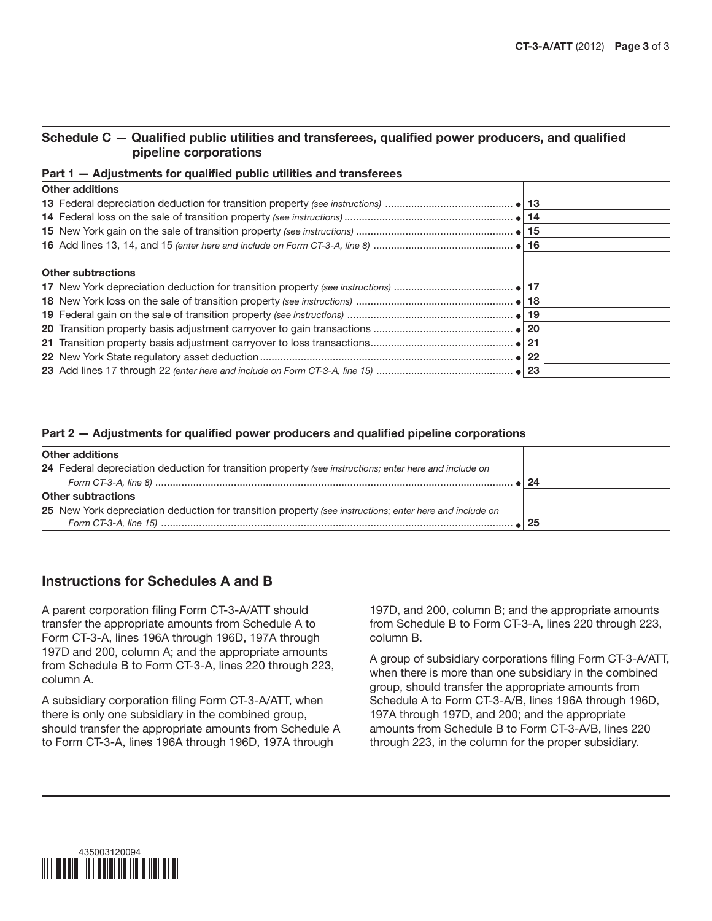## Schedule C — Qualified public utilities and transferees, qualified power producers, and qualified pipeline corporations

### Part 1 — Adjustments for qualified public utilities and transferees

| | | |
|---|---|---|
| **Other additions** | | |
| **13** Federal depreciation deduction for transition property *(see instructions)* | • 13 | |
| **14** Federal loss on the sale of transition property *(see instructions)* | • 14 | |
| **15** New York gain on the sale of transition property *(see instructions)* | • 15 | |
| **16** Add lines 13, 14, and 15 *(enter here and include on Form CT-3-A, line 8)* | • 16 | |
| **Other subtractions** | | |
| **17** New York depreciation deduction for transition property *(see instructions)* | • 17 | |
| **18** New York loss on the sale of transition property *(see instructions)* | • 18 | |
| **19** Federal gain on the sale of transition property *(see instructions)* | • 19 | |
| **20** Transition property basis adjustment carryover to gain transactions | • 20 | |
| **21** Transition property basis adjustment carryover to loss transactions | • 21 | |
| **22** New York State regulatory asset deduction | • 22 | |
| **23** Add lines 17 through 22 *(enter here and include on Form CT-3-A, line 15)* | • 23 | |

### Part 2 — Adjustments for qualified power producers and qualified pipeline corporations

| | | |
|---|---|---|
| **Other additions** | | |
| **24** Federal depreciation deduction for transition property *(see instructions; enter here and include on Form CT-3-A, line 8)* | • 24 | |
| **Other subtractions** | | |
| **25** New York depreciation deduction for transition property *(see instructions; enter here and include on Form CT-3-A, line 15)* | • 25 | |

## Instructions for Schedules A and B

A parent corporation filing Form CT-3-A/ATT should transfer the appropriate amounts from Schedule A to Form CT-3-A, lines 196A through 196D, 197A through 197D and 200, column A; and the appropriate amounts from Schedule B to Form CT-3-A, lines 220 through 223, column A.

A subsidiary corporation filing Form CT-3-A/ATT, when there is only one subsidiary in the combined group, should transfer the appropriate amounts from Schedule A to Form CT-3-A, lines 196A through 196D, 197A through 197D, and 200, column B; and the appropriate amounts from Schedule B to Form CT-3-A, lines 220 through 223, column B.

A group of subsidiary corporations filing Form CT-3-A/ATT, when there is more than one subsidiary in the combined group, should transfer the appropriate amounts from Schedule A to Form CT-3-A/B, lines 196A through 196D, 197A through 197D, and 200; and the appropriate amounts from Schedule B to Form CT-3-A/B, lines 220 through 223, in the column for the proper subsidiary.

435003120094